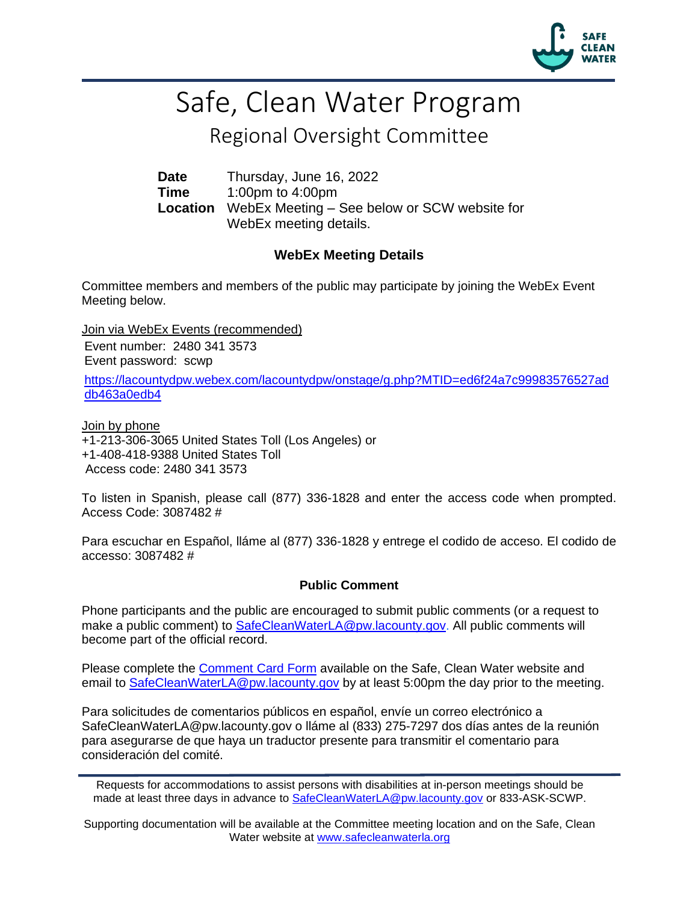# Safe, Clean Water Program

## Regional Oversight Committee

**Date** Thursday, June 16, 2022
**Time** 1:00pm to 4:00pm
**Location** WebEx Meeting – See below or SCW website for WebEx meeting details.

### WebEx Meeting Details

Committee members and members of the public may participate by joining the WebEx Event Meeting below.

Join via WebEx Events (recommended)
Event number: 2480 341 3573
Event password: scwp
https://lacountydpw.webex.com/lacountydpw/onstage/g.php?MTID=ed6f24a7c99983576527addb463a0edb4

Join by phone
+1-213-306-3065 United States Toll (Los Angeles) or
+1-408-418-9388 United States Toll
Access code: 2480 341 3573

To listen in Spanish, please call (877) 336-1828 and enter the access code when prompted. Access Code: 3087482 #

Para escuchar en Español, lláme al (877) 336-1828 y entrege el codido de acceso. El codido de accesso: 3087482 #

### Public Comment

Phone participants and the public are encouraged to submit public comments (or a request to make a public comment) to SafeCleanWaterLA@pw.lacounty.gov. All public comments will become part of the official record.

Please complete the Comment Card Form available on the Safe, Clean Water website and email to SafeCleanWaterLA@pw.lacounty.gov by at least 5:00pm the day prior to the meeting.

Para solicitudes de comentarios públicos en español, envíe un correo electrónico a SafeCleanWaterLA@pw.lacounty.gov o lláme al (833) 275-7297 dos días antes de la reunión para asegurarse de que haya un traductor presente para transmitir el comentario para consideración del comité.

Requests for accommodations to assist persons with disabilities at in-person meetings should be made at least three days in advance to SafeCleanWaterLA@pw.lacounty.gov or 833-ASK-SCWP.

Supporting documentation will be available at the Committee meeting location and on the Safe, Clean Water website at www.safecleanwaterla.org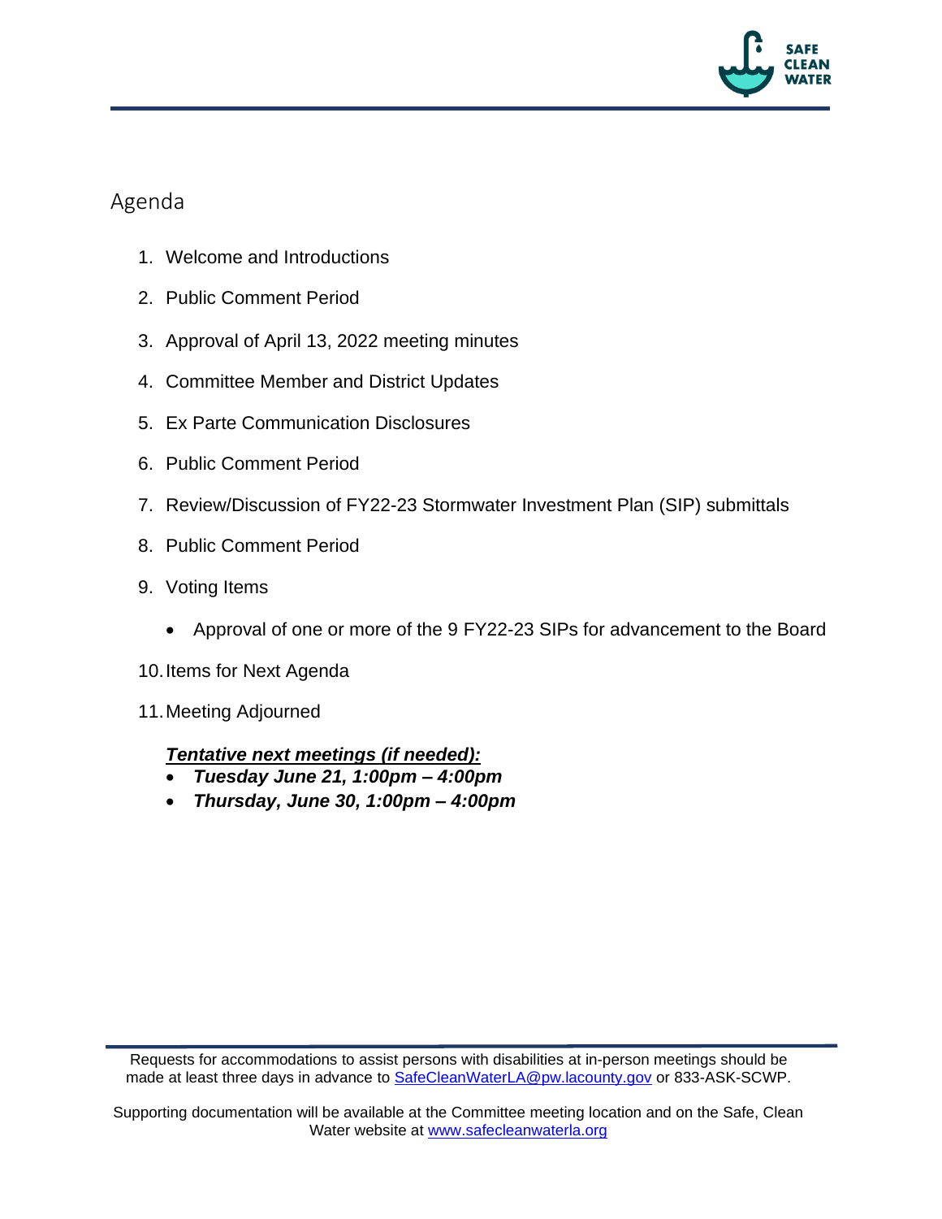## Agenda

1. Welcome and Introductions
2. Public Comment Period
3. Approval of April 13, 2022 meeting minutes
4. Committee Member and District Updates
5. Ex Parte Communication Disclosures
6. Public Comment Period
7. Review/Discussion of FY22-23 Stormwater Investment Plan (SIP) submittals
8. Public Comment Period
9. Voting Items
   - Approval of one or more of the 9 FY22-23 SIPs for advancement to the Board
10. Items for Next Agenda
11. Meeting Adjourned

***Tentative next meetings (if needed):***

- ***Tuesday June 21, 1:00pm – 4:00pm***
- ***Thursday, June 30, 1:00pm – 4:00pm***

Requests for accommodations to assist persons with disabilities at in-person meetings should be made at least three days in advance to SafeCleanWaterLA@pw.lacounty.gov or 833-ASK-SCWP.

Supporting documentation will be available at the Committee meeting location and on the Safe, Clean Water website at www.safecleanwaterla.org